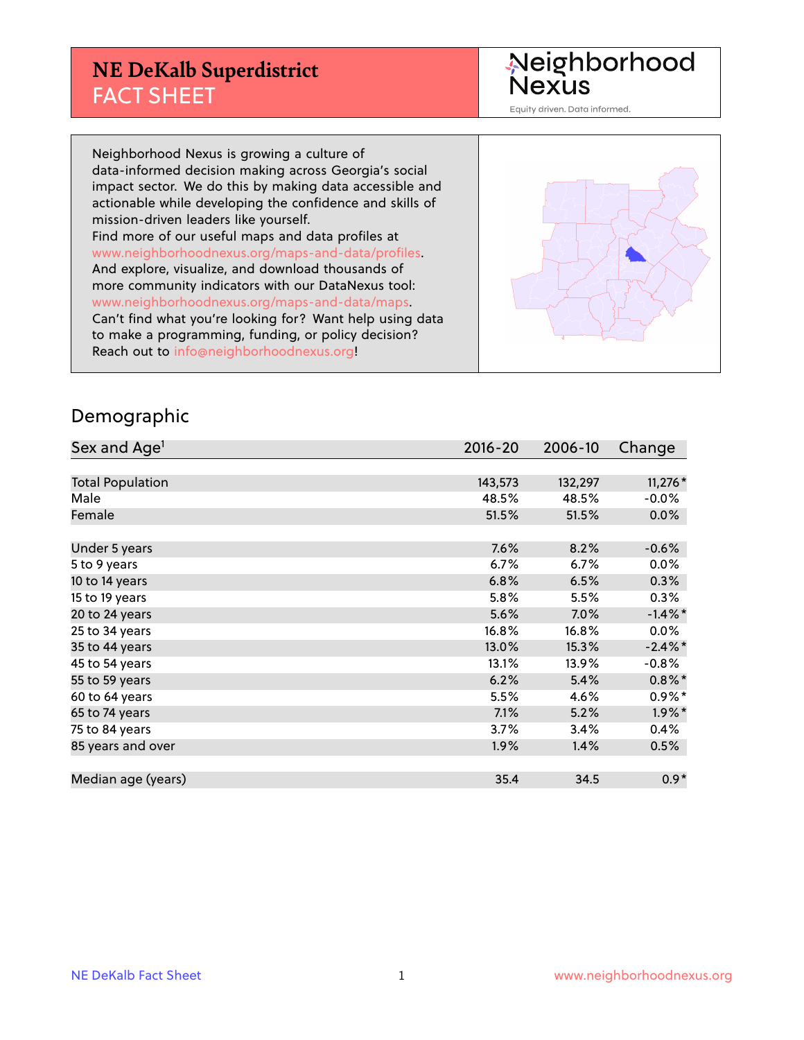# NE DeKalb Superdistrict
## FACT SHEET

Neighborhood Nexus
Equity driven. Data informed.

Neighborhood Nexus is growing a culture of data-informed decision making across Georgia's social impact sector. We do this by making data accessible and actionable while developing the confidence and skills of mission-driven leaders like yourself.
Find more of our useful maps and data profiles at www.neighborhoodnexus.org/maps-and-data/profiles.
And explore, visualize, and download thousands of more community indicators with our DataNexus tool: www.neighborhoodnexus.org/maps-and-data/maps.
Can't find what you're looking for? Want help using data to make a programming, funding, or policy decision?
Reach out to info@neighborhoodnexus.org!

## Demographic

| Sex and Age[1] | 2016-20 | 2006-10 | Change |
|---|---|---|---|
| Total Population | 143,573 | 132,297 | 11,276* |
| Male | 48.5% | 48.5% | -0.0% |
| Female | 51.5% | 51.5% | 0.0% |
| | | | |
| Under 5 years | 7.6% | 8.2% | -0.6% |
| 5 to 9 years | 6.7% | 6.7% | 0.0% |
| 10 to 14 years | 6.8% | 6.5% | 0.3% |
| 15 to 19 years | 5.8% | 5.5% | 0.3% |
| 20 to 24 years | 5.6% | 7.0% | -1.4%* |
| 25 to 34 years | 16.8% | 16.8% | 0.0% |
| 35 to 44 years | 13.0% | 15.3% | -2.4%* |
| 45 to 54 years | 13.1% | 13.9% | -0.8% |
| 55 to 59 years | 6.2% | 5.4% | 0.8%* |
| 60 to 64 years | 5.5% | 4.6% | 0.9%* |
| 65 to 74 years | 7.1% | 5.2% | 1.9%* |
| 75 to 84 years | 3.7% | 3.4% | 0.4% |
| 85 years and over | 1.9% | 1.4% | 0.5% |
| | | | |
| Median age (years) | 35.4 | 34.5 | 0.9* |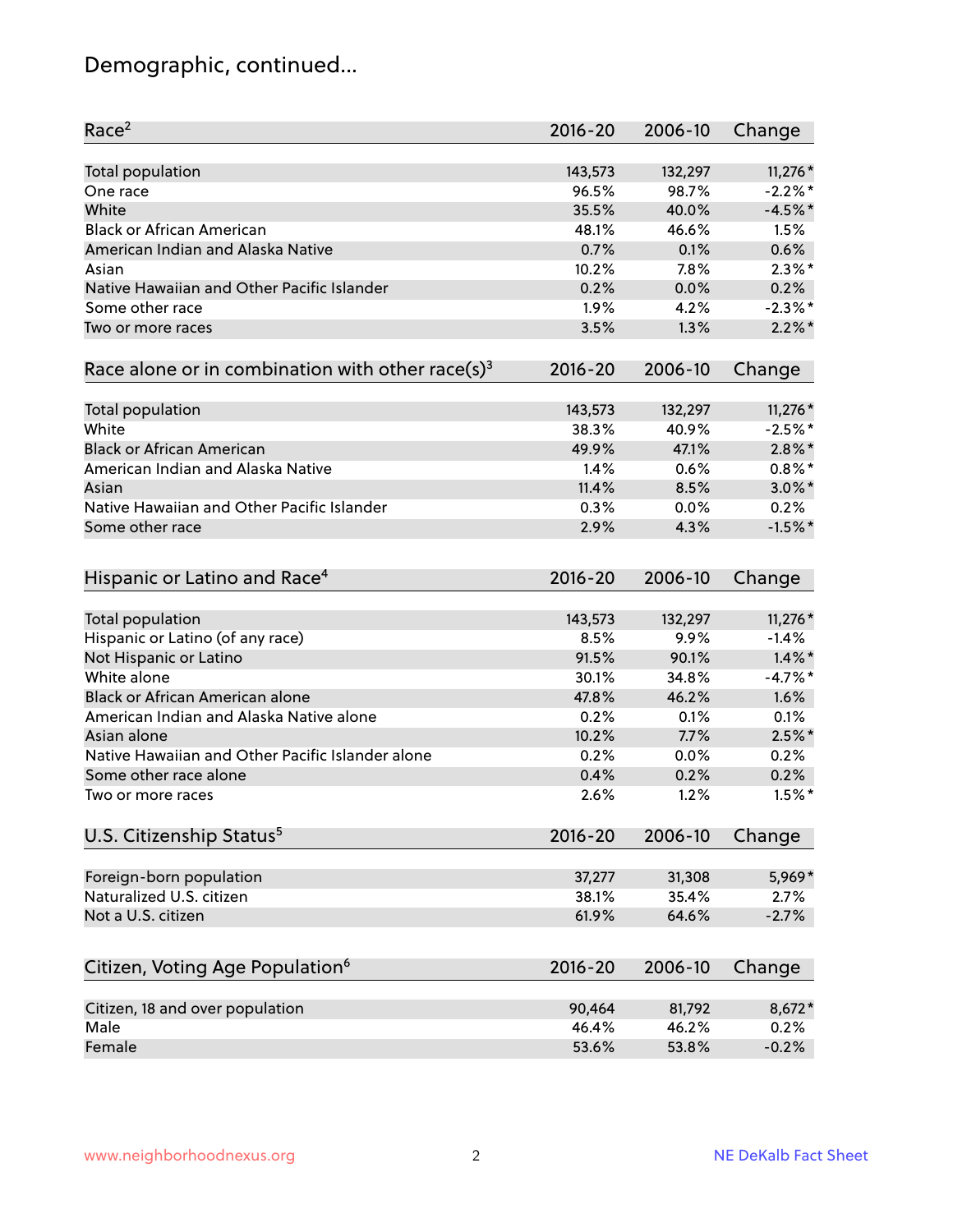# Demographic, continued...

| Race[2] | 2016-20 | 2006-10 | Change |
|---|---|---|---|
| Total population | 143,573 | 132,297 | 11,276* |
| One race | 96.5% | 98.7% | -2.2%* |
| White | 35.5% | 40.0% | -4.5%* |
| Black or African American | 48.1% | 46.6% | 1.5% |
| American Indian and Alaska Native | 0.7% | 0.1% | 0.6% |
| Asian | 10.2% | 7.8% | 2.3%* |
| Native Hawaiian and Other Pacific Islander | 0.2% | 0.0% | 0.2% |
| Some other race | 1.9% | 4.2% | -2.3%* |
| Two or more races | 3.5% | 1.3% | 2.2%* |

| Race alone or in combination with other race(s)[3] | 2016-20 | 2006-10 | Change |
|---|---|---|---|
| Total population | 143,573 | 132,297 | 11,276* |
| White | 38.3% | 40.9% | -2.5%* |
| Black or African American | 49.9% | 47.1% | 2.8%* |
| American Indian and Alaska Native | 1.4% | 0.6% | 0.8%* |
| Asian | 11.4% | 8.5% | 3.0%* |
| Native Hawaiian and Other Pacific Islander | 0.3% | 0.0% | 0.2% |
| Some other race | 2.9% | 4.3% | -1.5%* |

| Hispanic or Latino and Race[4] | 2016-20 | 2006-10 | Change |
|---|---|---|---|
| Total population | 143,573 | 132,297 | 11,276* |
| Hispanic or Latino (of any race) | 8.5% | 9.9% | -1.4% |
| Not Hispanic or Latino | 91.5% | 90.1% | 1.4%* |
| White alone | 30.1% | 34.8% | -4.7%* |
| Black or African American alone | 47.8% | 46.2% | 1.6% |
| American Indian and Alaska Native alone | 0.2% | 0.1% | 0.1% |
| Asian alone | 10.2% | 7.7% | 2.5%* |
| Native Hawaiian and Other Pacific Islander alone | 0.2% | 0.0% | 0.2% |
| Some other race alone | 0.4% | 0.2% | 0.2% |
| Two or more races | 2.6% | 1.2% | 1.5%* |

| U.S. Citizenship Status[5] | 2016-20 | 2006-10 | Change |
|---|---|---|---|
| Foreign-born population | 37,277 | 31,308 | 5,969* |
| Naturalized U.S. citizen | 38.1% | 35.4% | 2.7% |
| Not a U.S. citizen | 61.9% | 64.6% | -2.7% |

| Citizen, Voting Age Population[6] | 2016-20 | 2006-10 | Change |
|---|---|---|---|
| Citizen, 18 and over population | 90,464 | 81,792 | 8,672* |
| Male | 46.4% | 46.2% | 0.2% |
| Female | 53.6% | 53.8% | -0.2% |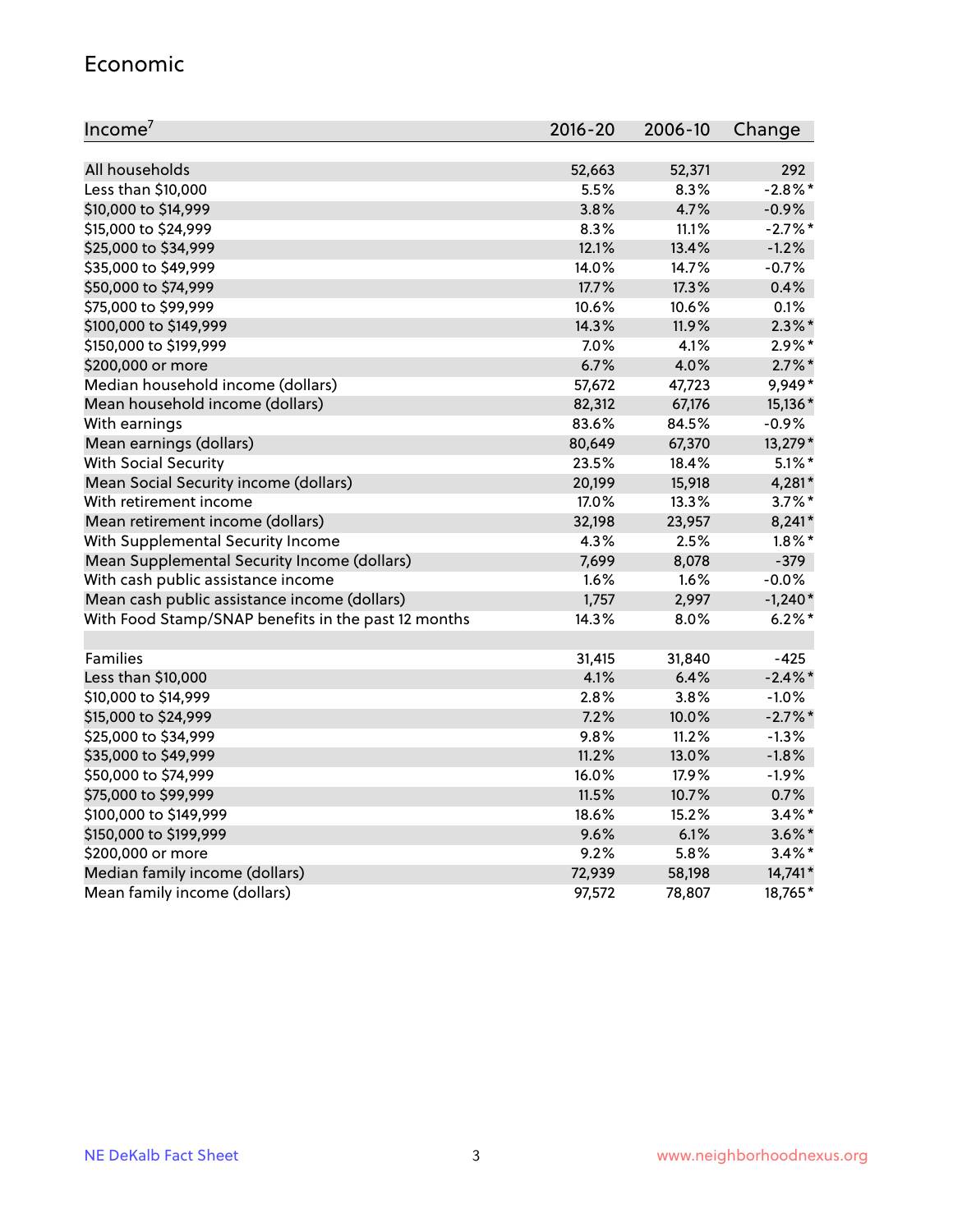## Economic

| Income[7] | 2016-20 | 2006-10 | Change |
|---|---|---|---|
| All households | 52,663 | 52,371 | 292 |
| Less than $10,000 | 5.5% | 8.3% | -2.8%* |
| $10,000 to $14,999 | 3.8% | 4.7% | -0.9% |
| $15,000 to $24,999 | 8.3% | 11.1% | -2.7%* |
| $25,000 to $34,999 | 12.1% | 13.4% | -1.2% |
| $35,000 to $49,999 | 14.0% | 14.7% | -0.7% |
| $50,000 to $74,999 | 17.7% | 17.3% | 0.4% |
| $75,000 to $99,999 | 10.6% | 10.6% | 0.1% |
| $100,000 to $149,999 | 14.3% | 11.9% | 2.3%* |
| $150,000 to $199,999 | 7.0% | 4.1% | 2.9%* |
| $200,000 or more | 6.7% | 4.0% | 2.7%* |
| Median household income (dollars) | 57,672 | 47,723 | 9,949* |
| Mean household income (dollars) | 82,312 | 67,176 | 15,136* |
| With earnings | 83.6% | 84.5% | -0.9% |
| Mean earnings (dollars) | 80,649 | 67,370 | 13,279* |
| With Social Security | 23.5% | 18.4% | 5.1%* |
| Mean Social Security income (dollars) | 20,199 | 15,918 | 4,281* |
| With retirement income | 17.0% | 13.3% | 3.7%* |
| Mean retirement income (dollars) | 32,198 | 23,957 | 8,241* |
| With Supplemental Security Income | 4.3% | 2.5% | 1.8%* |
| Mean Supplemental Security Income (dollars) | 7,699 | 8,078 | -379 |
| With cash public assistance income | 1.6% | 1.6% | -0.0% |
| Mean cash public assistance income (dollars) | 1,757 | 2,997 | -1,240* |
| With Food Stamp/SNAP benefits in the past 12 months | 14.3% | 8.0% | 6.2%* |
| | | | |
| Families | 31,415 | 31,840 | -425 |
| Less than $10,000 | 4.1% | 6.4% | -2.4%* |
| $10,000 to $14,999 | 2.8% | 3.8% | -1.0% |
| $15,000 to $24,999 | 7.2% | 10.0% | -2.7%* |
| $25,000 to $34,999 | 9.8% | 11.2% | -1.3% |
| $35,000 to $49,999 | 11.2% | 13.0% | -1.8% |
| $50,000 to $74,999 | 16.0% | 17.9% | -1.9% |
| $75,000 to $99,999 | 11.5% | 10.7% | 0.7% |
| $100,000 to $149,999 | 18.6% | 15.2% | 3.4%* |
| $150,000 to $199,999 | 9.6% | 6.1% | 3.6%* |
| $200,000 or more | 9.2% | 5.8% | 3.4%* |
| Median family income (dollars) | 72,939 | 58,198 | 14,741* |
| Mean family income (dollars) | 97,572 | 78,807 | 18,765* |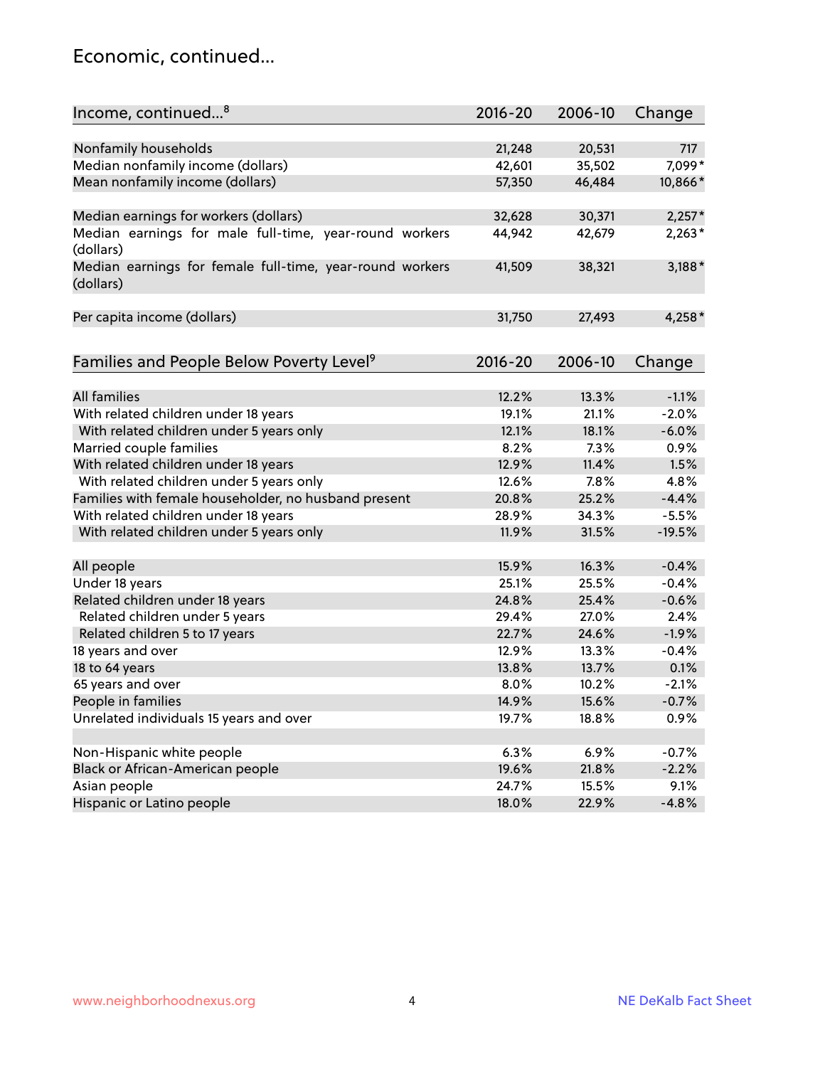## Economic, continued...

| Income, continued...[8] | 2016-20 | 2006-10 | Change |
|---|---|---|---|
| Nonfamily households | 21,248 | 20,531 | 717 |
| Median nonfamily income (dollars) | 42,601 | 35,502 | 7,099* |
| Mean nonfamily income (dollars) | 57,350 | 46,484 | 10,866* |
| Median earnings for workers (dollars) | 32,628 | 30,371 | 2,257* |
| Median earnings for male full-time, year-round workers (dollars) | 44,942 | 42,679 | 2,263* |
| Median earnings for female full-time, year-round workers (dollars) | 41,509 | 38,321 | 3,188* |
| Per capita income (dollars) | 31,750 | 27,493 | 4,258* |

| Families and People Below Poverty Level[9] | 2016-20 | 2006-10 | Change |
|---|---|---|---|
| All families | 12.2% | 13.3% | -1.1% |
| With related children under 18 years | 19.1% | 21.1% | -2.0% |
| With related children under 5 years only | 12.1% | 18.1% | -6.0% |
| Married couple families | 8.2% | 7.3% | 0.9% |
| With related children under 18 years | 12.9% | 11.4% | 1.5% |
| With related children under 5 years only | 12.6% | 7.8% | 4.8% |
| Families with female householder, no husband present | 20.8% | 25.2% | -4.4% |
| With related children under 18 years | 28.9% | 34.3% | -5.5% |
| With related children under 5 years only | 11.9% | 31.5% | -19.5% |
| All people | 15.9% | 16.3% | -0.4% |
| Under 18 years | 25.1% | 25.5% | -0.4% |
| Related children under 18 years | 24.8% | 25.4% | -0.6% |
| Related children under 5 years | 29.4% | 27.0% | 2.4% |
| Related children 5 to 17 years | 22.7% | 24.6% | -1.9% |
| 18 years and over | 12.9% | 13.3% | -0.4% |
| 18 to 64 years | 13.8% | 13.7% | 0.1% |
| 65 years and over | 8.0% | 10.2% | -2.1% |
| People in families | 14.9% | 15.6% | -0.7% |
| Unrelated individuals 15 years and over | 19.7% | 18.8% | 0.9% |
| Non-Hispanic white people | 6.3% | 6.9% | -0.7% |
| Black or African-American people | 19.6% | 21.8% | -2.2% |
| Asian people | 24.7% | 15.5% | 9.1% |
| Hispanic or Latino people | 18.0% | 22.9% | -4.8% |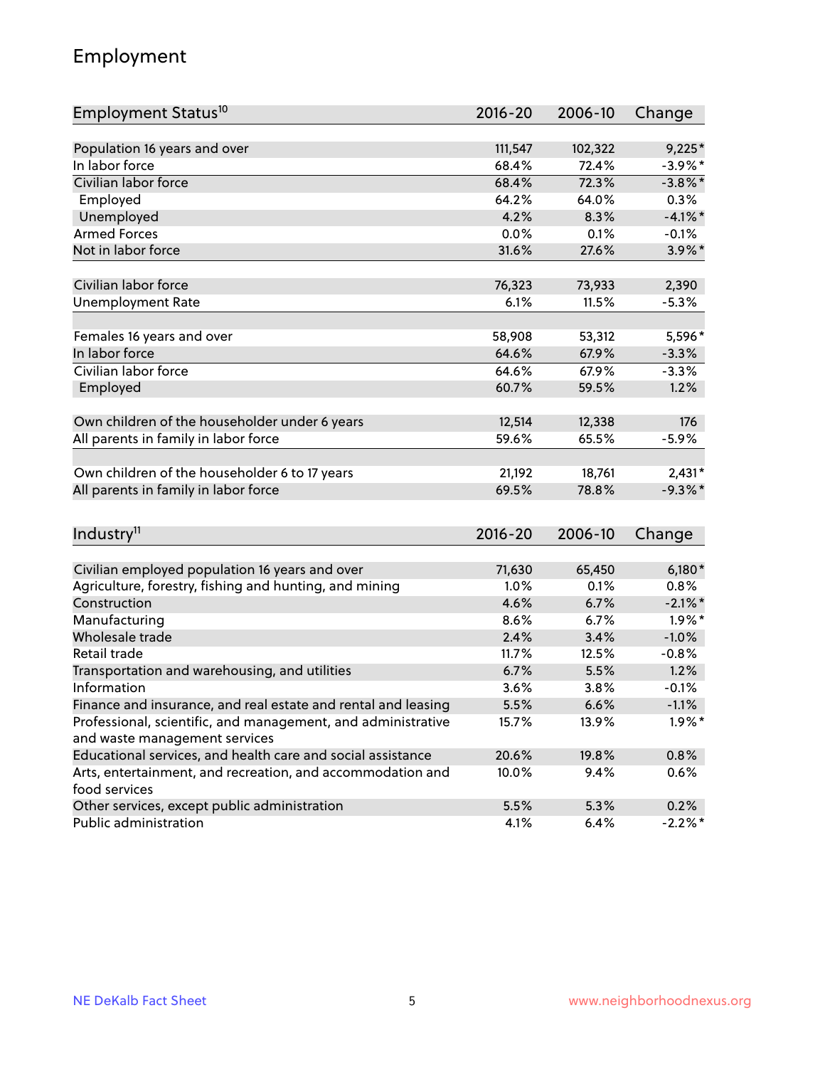## Employment

| Employment Status[10] | 2016-20 | 2006-10 | Change |
|---|---|---|---|
| Population 16 years and over | 111,547 | 102,322 | 9,225* |
| In labor force | 68.4% | 72.4% | -3.9%* |
| Civilian labor force | 68.4% | 72.3% | -3.8%* |
| Employed | 64.2% | 64.0% | 0.3% |
| Unemployed | 4.2% | 8.3% | -4.1%* |
| Armed Forces | 0.0% | 0.1% | -0.1% |
| Not in labor force | 31.6% | 27.6% | 3.9%* |
| | | | |
| Civilian labor force | 76,323 | 73,933 | 2,390 |
| Unemployment Rate | 6.1% | 11.5% | -5.3% |
| | | | |
| Females 16 years and over | 58,908 | 53,312 | 5,596* |
| In labor force | 64.6% | 67.9% | -3.3% |
| Civilian labor force | 64.6% | 67.9% | -3.3% |
| Employed | 60.7% | 59.5% | 1.2% |
| | | | |
| Own children of the householder under 6 years | 12,514 | 12,338 | 176 |
| All parents in family in labor force | 59.6% | 65.5% | -5.9% |
| | | | |
| Own children of the householder 6 to 17 years | 21,192 | 18,761 | 2,431* |
| All parents in family in labor force | 69.5% | 78.8% | -9.3%* |

| Industry[11] | 2016-20 | 2006-10 | Change |
|---|---|---|---|
| Civilian employed population 16 years and over | 71,630 | 65,450 | 6,180* |
| Agriculture, forestry, fishing and hunting, and mining | 1.0% | 0.1% | 0.8% |
| Construction | 4.6% | 6.7% | -2.1%* |
| Manufacturing | 8.6% | 6.7% | 1.9%* |
| Wholesale trade | 2.4% | 3.4% | -1.0% |
| Retail trade | 11.7% | 12.5% | -0.8% |
| Transportation and warehousing, and utilities | 6.7% | 5.5% | 1.2% |
| Information | 3.6% | 3.8% | -0.1% |
| Finance and insurance, and real estate and rental and leasing | 5.5% | 6.6% | -1.1% |
| Professional, scientific, and management, and administrative and waste management services | 15.7% | 13.9% | 1.9%* |
| Educational services, and health care and social assistance | 20.6% | 19.8% | 0.8% |
| Arts, entertainment, and recreation, and accommodation and food services | 10.0% | 9.4% | 0.6% |
| Other services, except public administration | 5.5% | 5.3% | 0.2% |
| Public administration | 4.1% | 6.4% | -2.2%* |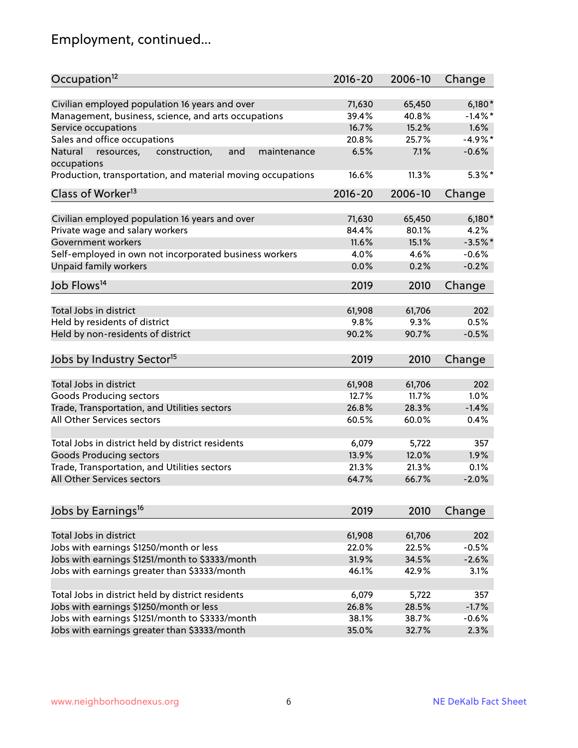## Employment, continued...

| Occupation[12] | 2016-20 | 2006-10 | Change |
|---|---|---|---|
| Civilian employed population 16 years and over | 71,630 | 65,450 | 6,180* |
| Management, business, science, and arts occupations | 39.4% | 40.8% | -1.4%* |
| Service occupations | 16.7% | 15.2% | 1.6% |
| Sales and office occupations | 20.8% | 25.7% | -4.9%* |
| Natural resources, construction, and maintenance occupations | 6.5% | 7.1% | -0.6% |
| Production, transportation, and material moving occupations | 16.6% | 11.3% | 5.3%* |

| Class of Worker[13] | 2016-20 | 2006-10 | Change |
|---|---|---|---|
| Civilian employed population 16 years and over | 71,630 | 65,450 | 6,180* |
| Private wage and salary workers | 84.4% | 80.1% | 4.2% |
| Government workers | 11.6% | 15.1% | -3.5%* |
| Self-employed in own not incorporated business workers | 4.0% | 4.6% | -0.6% |
| Unpaid family workers | 0.0% | 0.2% | -0.2% |

| Job Flows[14] | 2019 | 2010 | Change |
|---|---|---|---|
| Total Jobs in district | 61,908 | 61,706 | 202 |
| Held by residents of district | 9.8% | 9.3% | 0.5% |
| Held by non-residents of district | 90.2% | 90.7% | -0.5% |

| Jobs by Industry Sector[15] | 2019 | 2010 | Change |
|---|---|---|---|
| Total Jobs in district | 61,908 | 61,706 | 202 |
| Goods Producing sectors | 12.7% | 11.7% | 1.0% |
| Trade, Transportation, and Utilities sectors | 26.8% | 28.3% | -1.4% |
| All Other Services sectors | 60.5% | 60.0% | 0.4% |
| | | | |
| Total Jobs in district held by district residents | 6,079 | 5,722 | 357 |
| Goods Producing sectors | 13.9% | 12.0% | 1.9% |
| Trade, Transportation, and Utilities sectors | 21.3% | 21.3% | 0.1% |
| All Other Services sectors | 64.7% | 66.7% | -2.0% |

| Jobs by Earnings[16] | 2019 | 2010 | Change |
|---|---|---|---|
| Total Jobs in district | 61,908 | 61,706 | 202 |
| Jobs with earnings $1250/month or less | 22.0% | 22.5% | -0.5% |
| Jobs with earnings $1251/month to $3333/month | 31.9% | 34.5% | -2.6% |
| Jobs with earnings greater than $3333/month | 46.1% | 42.9% | 3.1% |
| | | | |
| Total Jobs in district held by district residents | 6,079 | 5,722 | 357 |
| Jobs with earnings $1250/month or less | 26.8% | 28.5% | -1.7% |
| Jobs with earnings $1251/month to $3333/month | 38.1% | 38.7% | -0.6% |
| Jobs with earnings greater than $3333/month | 35.0% | 32.7% | 2.3% |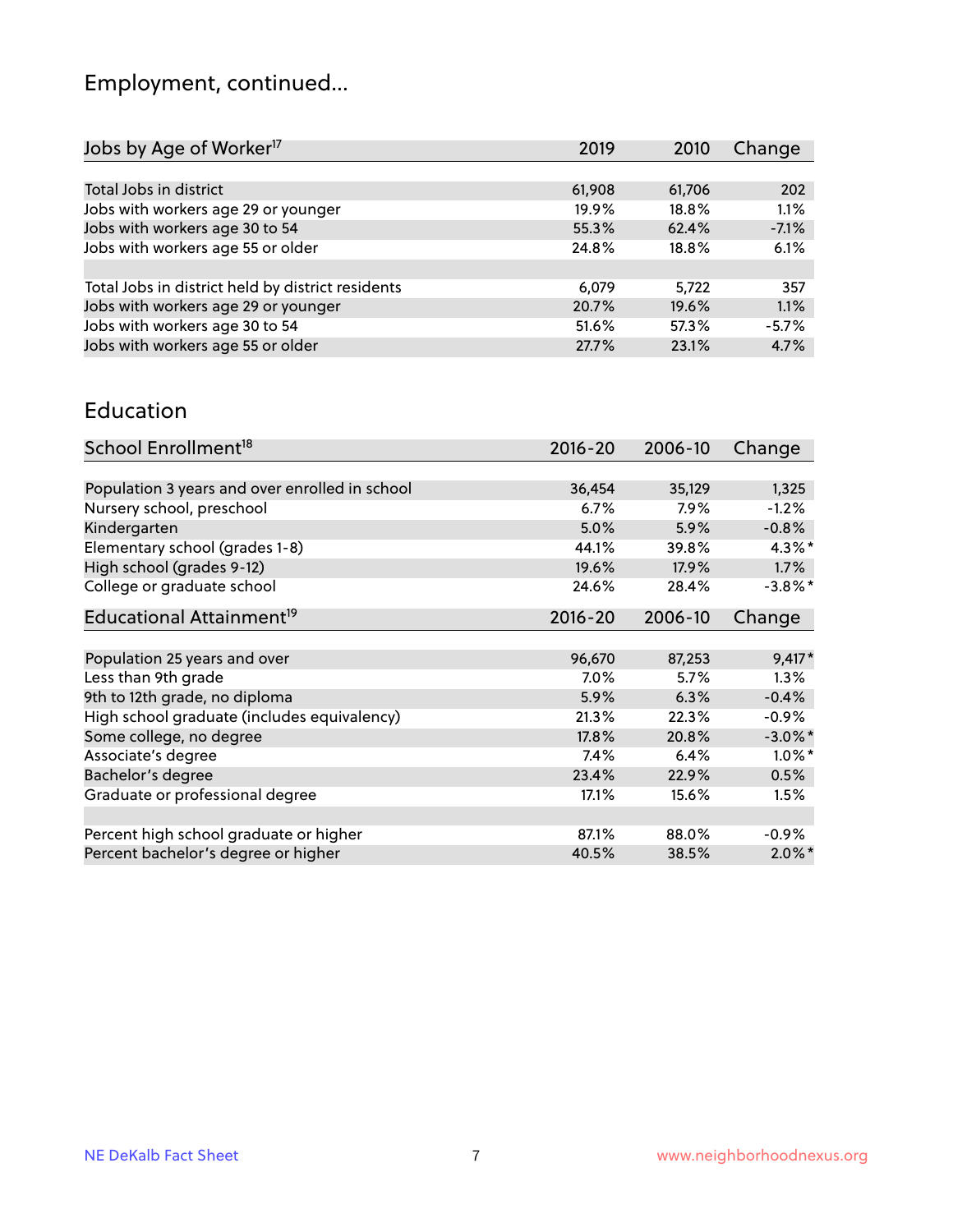## Employment, continued...

| Jobs by Age of Worker[17] | 2019 | 2010 | Change |
|---|---|---|---|
| | | | |
| Total Jobs in district | 61,908 | 61,706 | 202 |
| Jobs with workers age 29 or younger | 19.9% | 18.8% | 1.1% |
| Jobs with workers age 30 to 54 | 55.3% | 62.4% | -7.1% |
| Jobs with workers age 55 or older | 24.8% | 18.8% | 6.1% |
| | | | |
| Total Jobs in district held by district residents | 6,079 | 5,722 | 357 |
| Jobs with workers age 29 or younger | 20.7% | 19.6% | 1.1% |
| Jobs with workers age 30 to 54 | 51.6% | 57.3% | -5.7% |
| Jobs with workers age 55 or older | 27.7% | 23.1% | 4.7% |

## Education

| School Enrollment[18] | 2016-20 | 2006-10 | Change |
|---|---|---|---|
| | | | |
| Population 3 years and over enrolled in school | 36,454 | 35,129 | 1,325 |
| Nursery school, preschool | 6.7% | 7.9% | -1.2% |
| Kindergarten | 5.0% | 5.9% | -0.8% |
| Elementary school (grades 1-8) | 44.1% | 39.8% | 4.3%* |
| High school (grades 9-12) | 19.6% | 17.9% | 1.7% |
| College or graduate school | 24.6% | 28.4% | -3.8%* |

| Educational Attainment[19] | 2016-20 | 2006-10 | Change |
|---|---|---|---|
| | | | |
| Population 25 years and over | 96,670 | 87,253 | 9,417* |
| Less than 9th grade | 7.0% | 5.7% | 1.3% |
| 9th to 12th grade, no diploma | 5.9% | 6.3% | -0.4% |
| High school graduate (includes equivalency) | 21.3% | 22.3% | -0.9% |
| Some college, no degree | 17.8% | 20.8% | -3.0%* |
| Associate's degree | 7.4% | 6.4% | 1.0%* |
| Bachelor's degree | 23.4% | 22.9% | 0.5% |
| Graduate or professional degree | 17.1% | 15.6% | 1.5% |
| | | | |
| Percent high school graduate or higher | 87.1% | 88.0% | -0.9% |
| Percent bachelor's degree or higher | 40.5% | 38.5% | 2.0%* |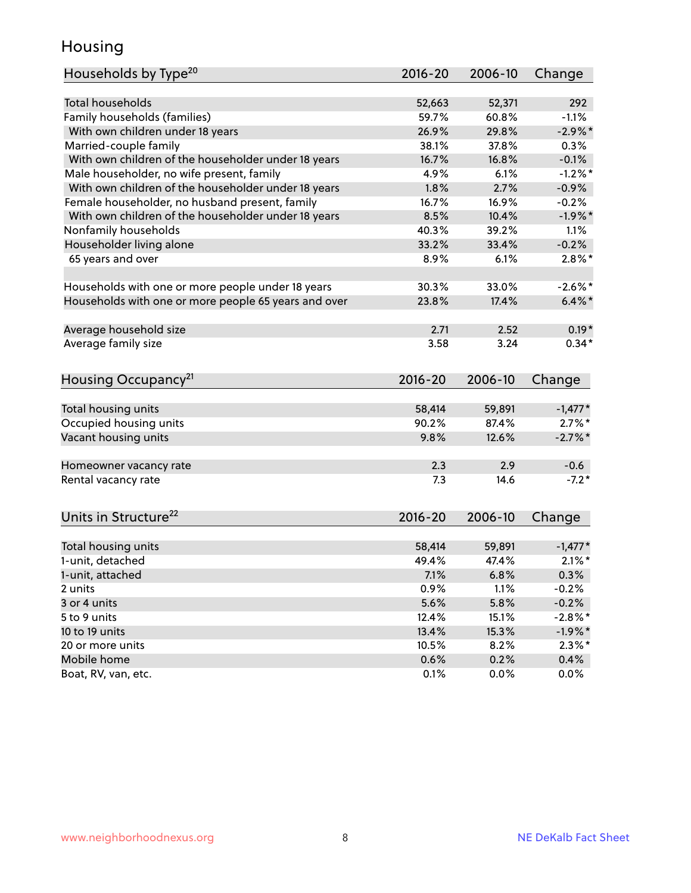## Housing

| Households by Type[20] | 2016-20 | 2006-10 | Change |
|---|---|---|---|
| Total households | 52,663 | 52,371 | 292 |
| Family households (families) | 59.7% | 60.8% | -1.1% |
| With own children under 18 years | 26.9% | 29.8% | -2.9%* |
| Married-couple family | 38.1% | 37.8% | 0.3% |
| With own children of the householder under 18 years | 16.7% | 16.8% | -0.1% |
| Male householder, no wife present, family | 4.9% | 6.1% | -1.2%* |
| With own children of the householder under 18 years | 1.8% | 2.7% | -0.9% |
| Female householder, no husband present, family | 16.7% | 16.9% | -0.2% |
| With own children of the householder under 18 years | 8.5% | 10.4% | -1.9%* |
| Nonfamily households | 40.3% | 39.2% | 1.1% |
| Householder living alone | 33.2% | 33.4% | -0.2% |
| 65 years and over | 8.9% | 6.1% | 2.8%* |
| | | | |
| Households with one or more people under 18 years | 30.3% | 33.0% | -2.6%* |
| Households with one or more people 65 years and over | 23.8% | 17.4% | 6.4%* |
| | | | |
| Average household size | 2.71 | 2.52 | 0.19* |
| Average family size | 3.58 | 3.24 | 0.34* |

| Housing Occupancy[21] | 2016-20 | 2006-10 | Change |
|---|---|---|---|
| Total housing units | 58,414 | 59,891 | -1,477* |
| Occupied housing units | 90.2% | 87.4% | 2.7%* |
| Vacant housing units | 9.8% | 12.6% | -2.7%* |
| | | | |
| Homeowner vacancy rate | 2.3 | 2.9 | -0.6 |
| Rental vacancy rate | 7.3 | 14.6 | -7.2* |

| Units in Structure[22] | 2016-20 | 2006-10 | Change |
|---|---|---|---|
| Total housing units | 58,414 | 59,891 | -1,477* |
| 1-unit, detached | 49.4% | 47.4% | 2.1%* |
| 1-unit, attached | 7.1% | 6.8% | 0.3% |
| 2 units | 0.9% | 1.1% | -0.2% |
| 3 or 4 units | 5.6% | 5.8% | -0.2% |
| 5 to 9 units | 12.4% | 15.1% | -2.8%* |
| 10 to 19 units | 13.4% | 15.3% | -1.9%* |
| 20 or more units | 10.5% | 8.2% | 2.3%* |
| Mobile home | 0.6% | 0.2% | 0.4% |
| Boat, RV, van, etc. | 0.1% | 0.0% | 0.0% |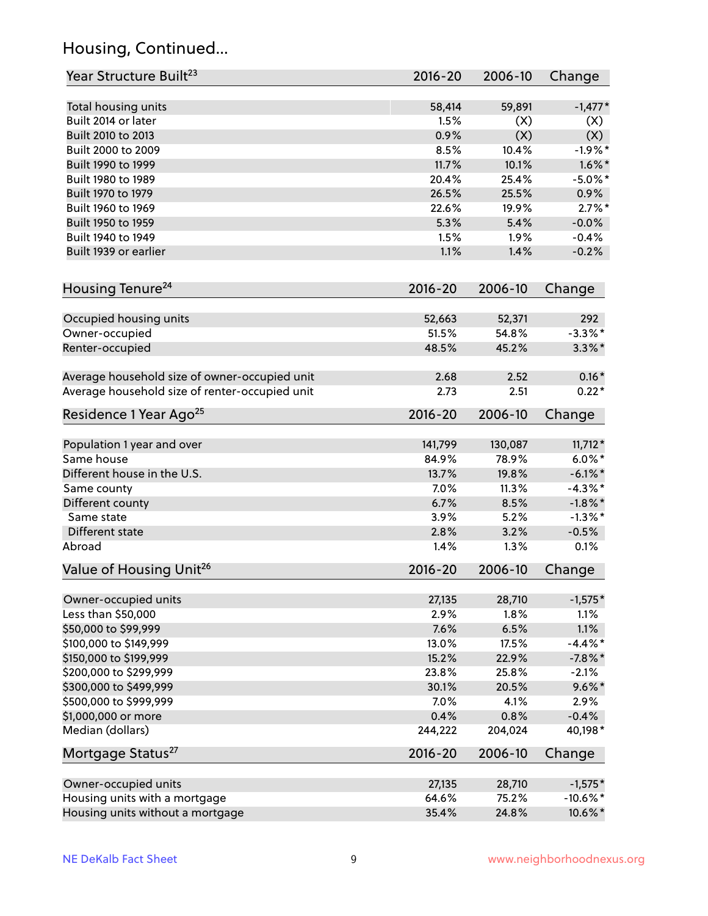## Housing, Continued...

| Year Structure Built[23] | 2016-20 | 2006-10 | Change |
|---|---|---|---|
| Total housing units | 58,414 | 59,891 | -1,477* |
| Built 2014 or later | 1.5% | (X) | (X) |
| Built 2010 to 2013 | 0.9% | (X) | (X) |
| Built 2000 to 2009 | 8.5% | 10.4% | -1.9%* |
| Built 1990 to 1999 | 11.7% | 10.1% | 1.6%* |
| Built 1980 to 1989 | 20.4% | 25.4% | -5.0%* |
| Built 1970 to 1979 | 26.5% | 25.5% | 0.9% |
| Built 1960 to 1969 | 22.6% | 19.9% | 2.7%* |
| Built 1950 to 1959 | 5.3% | 5.4% | -0.0% |
| Built 1940 to 1949 | 1.5% | 1.9% | -0.4% |
| Built 1939 or earlier | 1.1% | 1.4% | -0.2% |

| Housing Tenure[24] | 2016-20 | 2006-10 | Change |
|---|---|---|---|
| Occupied housing units | 52,663 | 52,371 | 292 |
| Owner-occupied | 51.5% | 54.8% | -3.3%* |
| Renter-occupied | 48.5% | 45.2% | 3.3%* |
| Average household size of owner-occupied unit | 2.68 | 2.52 | 0.16* |
| Average household size of renter-occupied unit | 2.73 | 2.51 | 0.22* |

| Residence 1 Year Ago[25] | 2016-20 | 2006-10 | Change |
|---|---|---|---|
| Population 1 year and over | 141,799 | 130,087 | 11,712* |
| Same house | 84.9% | 78.9% | 6.0%* |
| Different house in the U.S. | 13.7% | 19.8% | -6.1%* |
| Same county | 7.0% | 11.3% | -4.3%* |
| Different county | 6.7% | 8.5% | -1.8%* |
| Same state | 3.9% | 5.2% | -1.3%* |
| Different state | 2.8% | 3.2% | -0.5% |
| Abroad | 1.4% | 1.3% | 0.1% |

| Value of Housing Unit[26] | 2016-20 | 2006-10 | Change |
|---|---|---|---|
| Owner-occupied units | 27,135 | 28,710 | -1,575* |
| Less than $50,000 | 2.9% | 1.8% | 1.1% |
| $50,000 to $99,999 | 7.6% | 6.5% | 1.1% |
| $100,000 to $149,999 | 13.0% | 17.5% | -4.4%* |
| $150,000 to $199,999 | 15.2% | 22.9% | -7.8%* |
| $200,000 to $299,999 | 23.8% | 25.8% | -2.1% |
| $300,000 to $499,999 | 30.1% | 20.5% | 9.6%* |
| $500,000 to $999,999 | 7.0% | 4.1% | 2.9% |
| $1,000,000 or more | 0.4% | 0.8% | -0.4% |
| Median (dollars) | 244,222 | 204,024 | 40,198* |

| Mortgage Status[27] | 2016-20 | 2006-10 | Change |
|---|---|---|---|
| Owner-occupied units | 27,135 | 28,710 | -1,575* |
| Housing units with a mortgage | 64.6% | 75.2% | -10.6%* |
| Housing units without a mortgage | 35.4% | 24.8% | 10.6%* |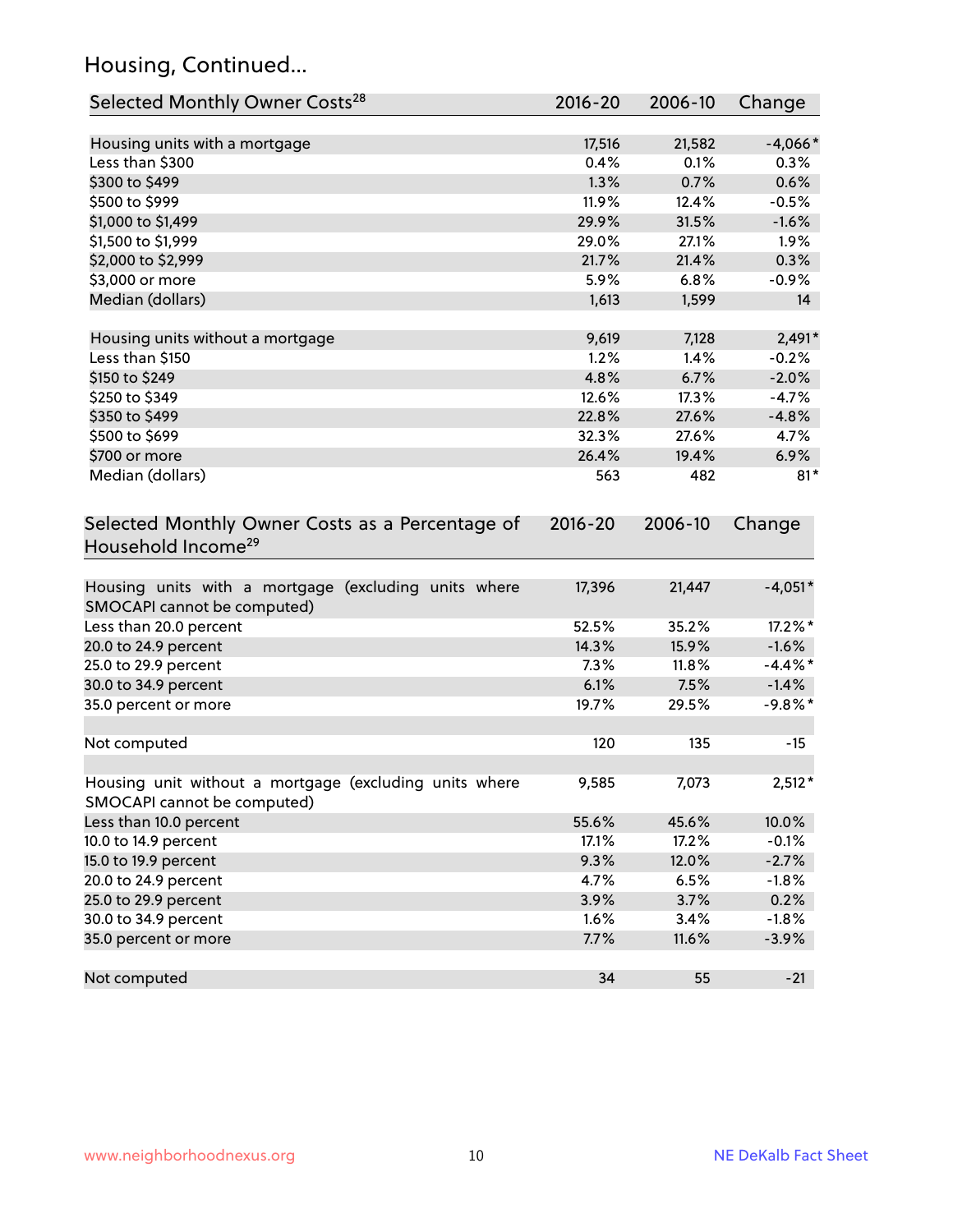## Housing, Continued...

| Selected Monthly Owner Costs[28] | 2016-20 | 2006-10 | Change |
|---|---|---|---|
| Housing units with a mortgage | 17,516 | 21,582 | -4,066* |
| Less than $300 | 0.4% | 0.1% | 0.3% |
| $300 to $499 | 1.3% | 0.7% | 0.6% |
| $500 to $999 | 11.9% | 12.4% | -0.5% |
| $1,000 to $1,499 | 29.9% | 31.5% | -1.6% |
| $1,500 to $1,999 | 29.0% | 27.1% | 1.9% |
| $2,000 to $2,999 | 21.7% | 21.4% | 0.3% |
| $3,000 or more | 5.9% | 6.8% | -0.9% |
| Median (dollars) | 1,613 | 1,599 | 14 |
| | | | |
| Housing units without a mortgage | 9,619 | 7,128 | 2,491* |
| Less than $150 | 1.2% | 1.4% | -0.2% |
| $150 to $249 | 4.8% | 6.7% | -2.0% |
| $250 to $349 | 12.6% | 17.3% | -4.7% |
| $350 to $499 | 22.8% | 27.6% | -4.8% |
| $500 to $699 | 32.3% | 27.6% | 4.7% |
| $700 or more | 26.4% | 19.4% | 6.9% |
| Median (dollars) | 563 | 482 | 81* |

| Selected Monthly Owner Costs as a Percentage of Household Income[29] | 2016-20 | 2006-10 | Change |
|---|---|---|---|
| Housing units with a mortgage (excluding units where SMOCAPI cannot be computed) | 17,396 | 21,447 | -4,051* |
| Less than 20.0 percent | 52.5% | 35.2% | 17.2%* |
| 20.0 to 24.9 percent | 14.3% | 15.9% | -1.6% |
| 25.0 to 29.9 percent | 7.3% | 11.8% | -4.4%* |
| 30.0 to 34.9 percent | 6.1% | 7.5% | -1.4% |
| 35.0 percent or more | 19.7% | 29.5% | -9.8%* |
| | | | |
| Not computed | 120 | 135 | -15 |
| | | | |
| Housing unit without a mortgage (excluding units where SMOCAPI cannot be computed) | 9,585 | 7,073 | 2,512* |
| Less than 10.0 percent | 55.6% | 45.6% | 10.0% |
| 10.0 to 14.9 percent | 17.1% | 17.2% | -0.1% |
| 15.0 to 19.9 percent | 9.3% | 12.0% | -2.7% |
| 20.0 to 24.9 percent | 4.7% | 6.5% | -1.8% |
| 25.0 to 29.9 percent | 3.9% | 3.7% | 0.2% |
| 30.0 to 34.9 percent | 1.6% | 3.4% | -1.8% |
| 35.0 percent or more | 7.7% | 11.6% | -3.9% |
| | | | |
| Not computed | 34 | 55 | -21 |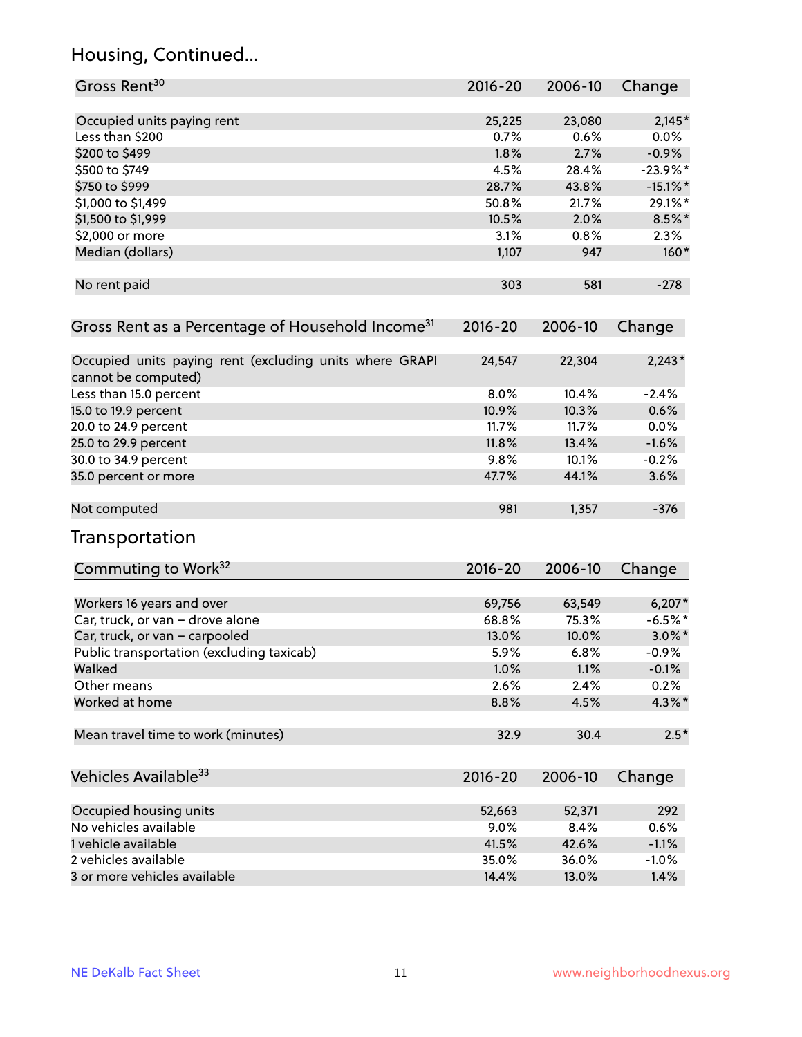## Housing, Continued...

| Gross Rent[30] | 2016-20 | 2006-10 | Change |
|---|---|---|---|
| Occupied units paying rent | 25,225 | 23,080 | 2,145* |
| Less than $200 | 0.7% | 0.6% | 0.0% |
| $200 to $499 | 1.8% | 2.7% | -0.9% |
| $500 to $749 | 4.5% | 28.4% | -23.9%* |
| $750 to $999 | 28.7% | 43.8% | -15.1%* |
| $1,000 to $1,499 | 50.8% | 21.7% | 29.1%* |
| $1,500 to $1,999 | 10.5% | 2.0% | 8.5%* |
| $2,000 or more | 3.1% | 0.8% | 2.3% |
| Median (dollars) | 1,107 | 947 | 160* |
| No rent paid | 303 | 581 | -278 |

| Gross Rent as a Percentage of Household Income[31] | 2016-20 | 2006-10 | Change |
|---|---|---|---|
| Occupied units paying rent (excluding units where GRAPI cannot be computed) | 24,547 | 22,304 | 2,243* |
| Less than 15.0 percent | 8.0% | 10.4% | -2.4% |
| 15.0 to 19.9 percent | 10.9% | 10.3% | 0.6% |
| 20.0 to 24.9 percent | 11.7% | 11.7% | 0.0% |
| 25.0 to 29.9 percent | 11.8% | 13.4% | -1.6% |
| 30.0 to 34.9 percent | 9.8% | 10.1% | -0.2% |
| 35.0 percent or more | 47.7% | 44.1% | 3.6% |
| Not computed | 981 | 1,357 | -376 |

## Transportation

| Commuting to Work[32] | 2016-20 | 2006-10 | Change |
|---|---|---|---|
| Workers 16 years and over | 69,756 | 63,549 | 6,207* |
| Car, truck, or van – drove alone | 68.8% | 75.3% | -6.5%* |
| Car, truck, or van – carpooled | 13.0% | 10.0% | 3.0%* |
| Public transportation (excluding taxicab) | 5.9% | 6.8% | -0.9% |
| Walked | 1.0% | 1.1% | -0.1% |
| Other means | 2.6% | 2.4% | 0.2% |
| Worked at home | 8.8% | 4.5% | 4.3%* |
| Mean travel time to work (minutes) | 32.9 | 30.4 | 2.5* |

| Vehicles Available[33] | 2016-20 | 2006-10 | Change |
|---|---|---|---|
| Occupied housing units | 52,663 | 52,371 | 292 |
| No vehicles available | 9.0% | 8.4% | 0.6% |
| 1 vehicle available | 41.5% | 42.6% | -1.1% |
| 2 vehicles available | 35.0% | 36.0% | -1.0% |
| 3 or more vehicles available | 14.4% | 13.0% | 1.4% |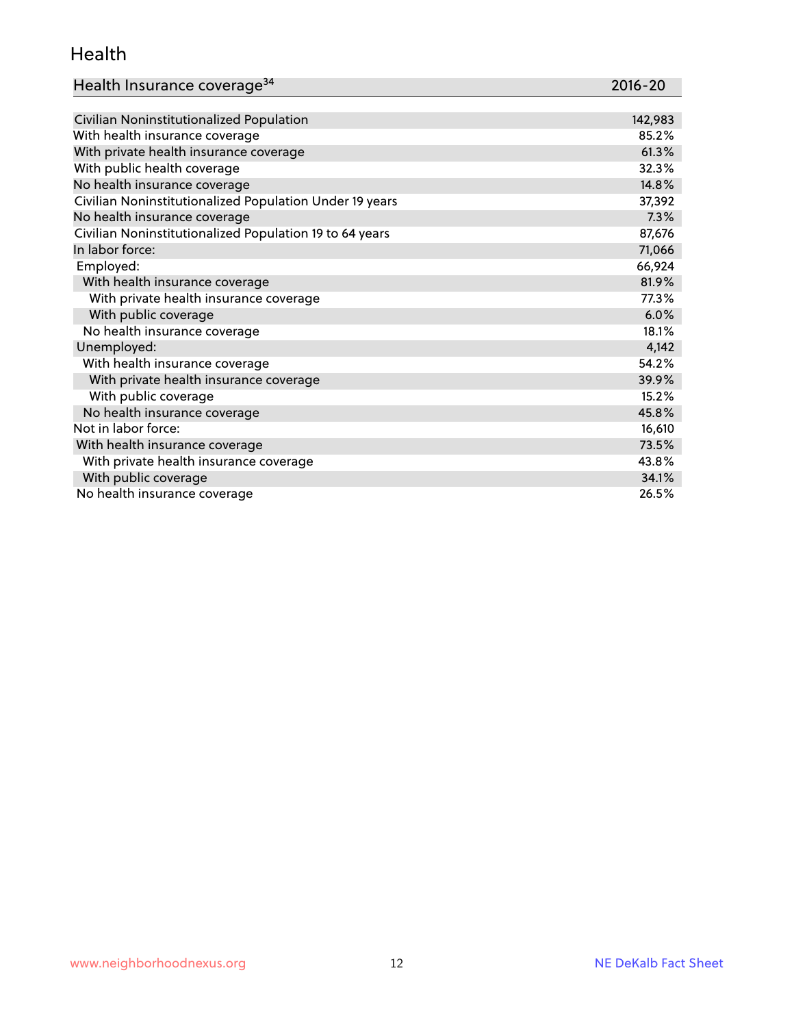# Health

| Health Insurance coverage[34] | 2016-20 |
|---|---|
| Civilian Noninstitutionalized Population | 142,983 |
| With health insurance coverage | 85.2% |
| With private health insurance coverage | 61.3% |
| With public health coverage | 32.3% |
| No health insurance coverage | 14.8% |
| Civilian Noninstitutionalized Population Under 19 years | 37,392 |
| No health insurance coverage | 7.3% |
| Civilian Noninstitutionalized Population 19 to 64 years | 87,676 |
| In labor force: | 71,066 |
| Employed: | 66,924 |
| With health insurance coverage | 81.9% |
| With private health insurance coverage | 77.3% |
| With public coverage | 6.0% |
| No health insurance coverage | 18.1% |
| Unemployed: | 4,142 |
| With health insurance coverage | 54.2% |
| With private health insurance coverage | 39.9% |
| With public coverage | 15.2% |
| No health insurance coverage | 45.8% |
| Not in labor force: | 16,610 |
| With health insurance coverage | 73.5% |
| With private health insurance coverage | 43.8% |
| With public coverage | 34.1% |
| No health insurance coverage | 26.5% |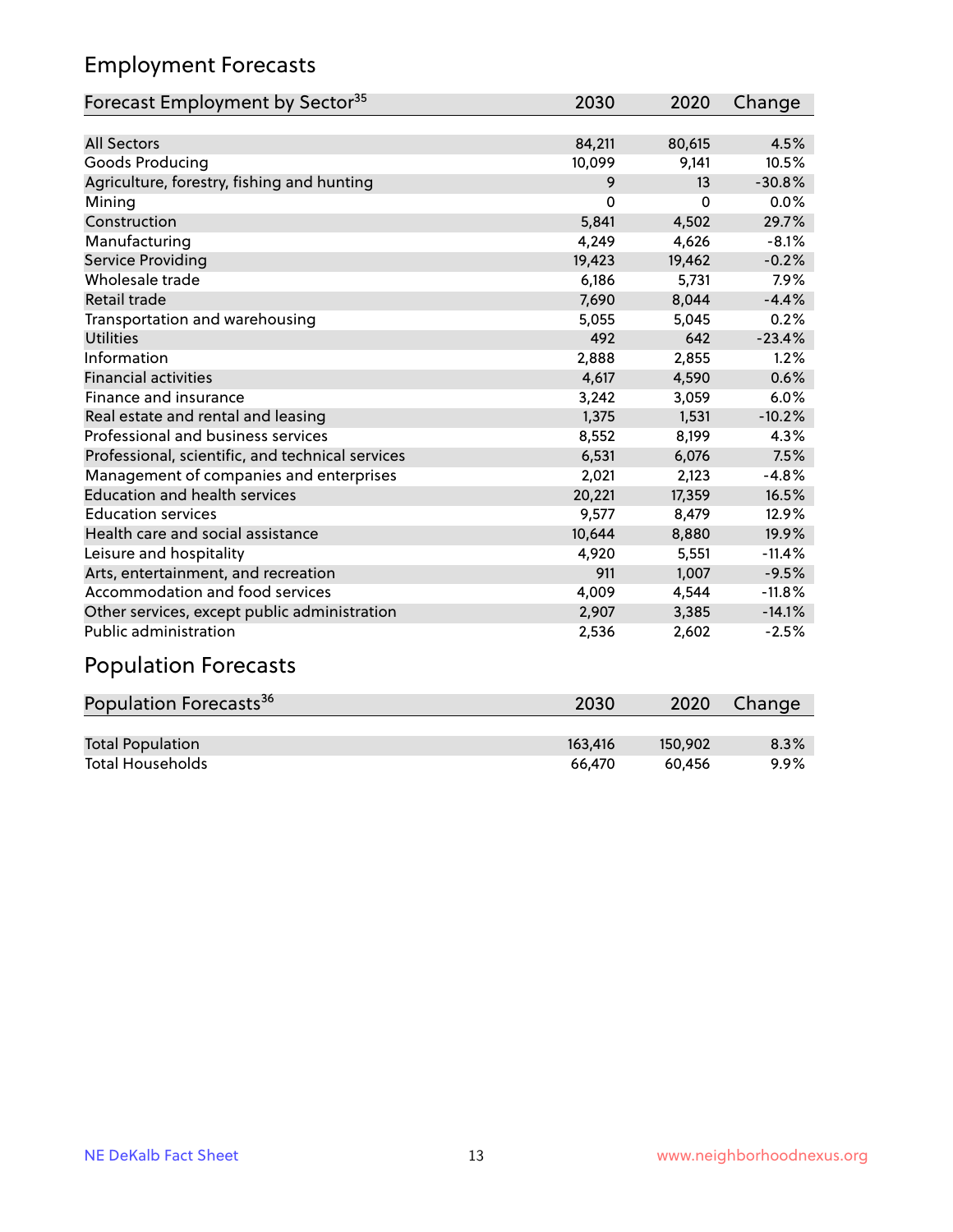## Employment Forecasts

| Forecast Employment by Sector[35] | 2030 | 2020 | Change |
|---|---|---|---|
| All Sectors | 84,211 | 80,615 | 4.5% |
| Goods Producing | 10,099 | 9,141 | 10.5% |
| Agriculture, forestry, fishing and hunting | 9 | 13 | -30.8% |
| Mining | 0 | 0 | 0.0% |
| Construction | 5,841 | 4,502 | 29.7% |
| Manufacturing | 4,249 | 4,626 | -8.1% |
| Service Providing | 19,423 | 19,462 | -0.2% |
| Wholesale trade | 6,186 | 5,731 | 7.9% |
| Retail trade | 7,690 | 8,044 | -4.4% |
| Transportation and warehousing | 5,055 | 5,045 | 0.2% |
| Utilities | 492 | 642 | -23.4% |
| Information | 2,888 | 2,855 | 1.2% |
| Financial activities | 4,617 | 4,590 | 0.6% |
| Finance and insurance | 3,242 | 3,059 | 6.0% |
| Real estate and rental and leasing | 1,375 | 1,531 | -10.2% |
| Professional and business services | 8,552 | 8,199 | 4.3% |
| Professional, scientific, and technical services | 6,531 | 6,076 | 7.5% |
| Management of companies and enterprises | 2,021 | 2,123 | -4.8% |
| Education and health services | 20,221 | 17,359 | 16.5% |
| Education services | 9,577 | 8,479 | 12.9% |
| Health care and social assistance | 10,644 | 8,880 | 19.9% |
| Leisure and hospitality | 4,920 | 5,551 | -11.4% |
| Arts, entertainment, and recreation | 911 | 1,007 | -9.5% |
| Accommodation and food services | 4,009 | 4,544 | -11.8% |
| Other services, except public administration | 2,907 | 3,385 | -14.1% |
| Public administration | 2,536 | 2,602 | -2.5% |

## Population Forecasts

| Population Forecasts[36] | 2030 | 2020 | Change |
|---|---|---|---|
| Total Population | 163,416 | 150,902 | 8.3% |
| Total Households | 66,470 | 60,456 | 9.9% |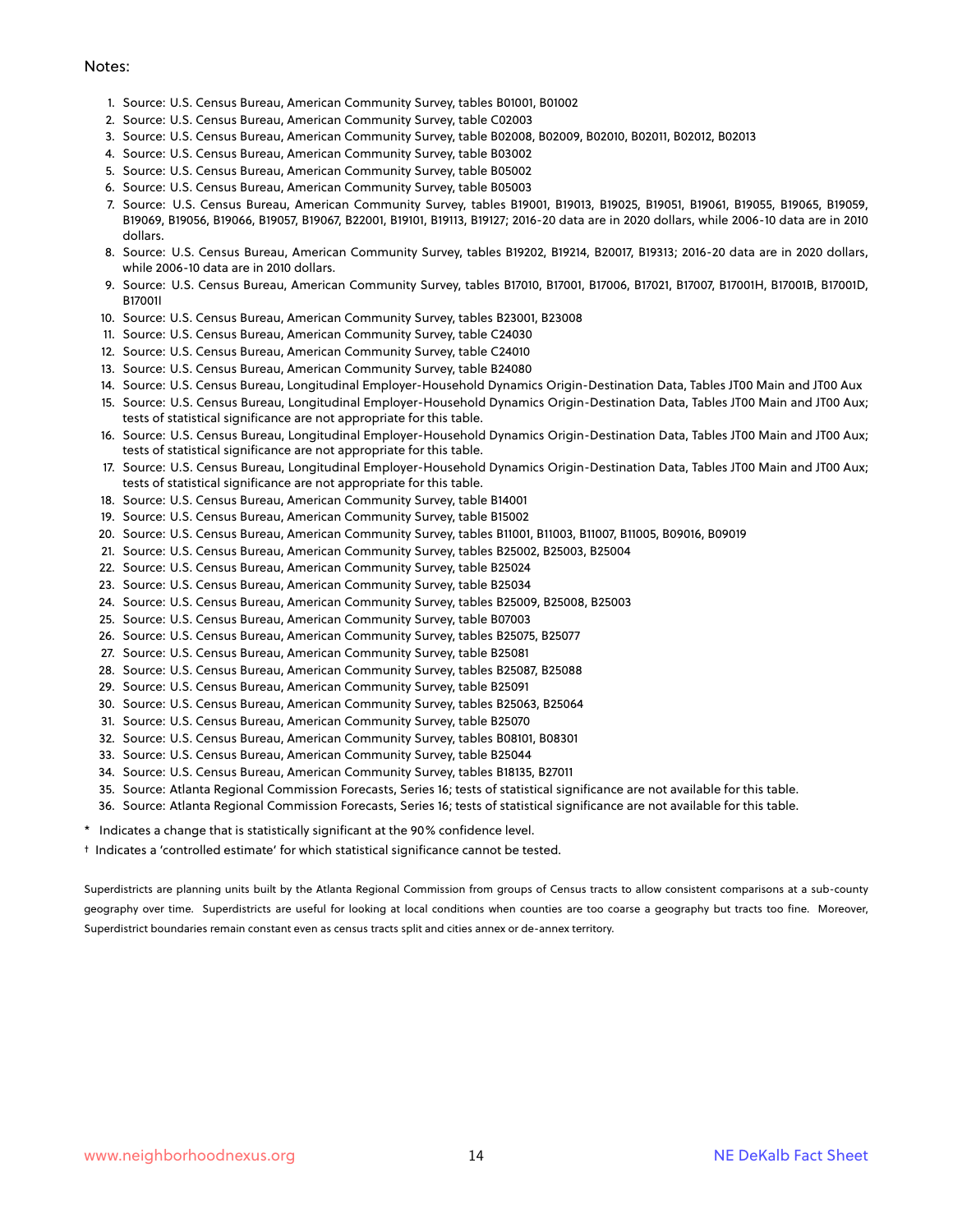Notes:

1. Source: U.S. Census Bureau, American Community Survey, tables B01001, B01002
2. Source: U.S. Census Bureau, American Community Survey, table C02003
3. Source: U.S. Census Bureau, American Community Survey, table B02008, B02009, B02010, B02011, B02012, B02013
4. Source: U.S. Census Bureau, American Community Survey, table B03002
5. Source: U.S. Census Bureau, American Community Survey, table B05002
6. Source: U.S. Census Bureau, American Community Survey, table B05003
7. Source: U.S. Census Bureau, American Community Survey, tables B19001, B19013, B19025, B19051, B19061, B19055, B19065, B19059, B19069, B19056, B19066, B19057, B19067, B22001, B19101, B19113, B19127; 2016-20 data are in 2020 dollars, while 2006-10 data are in 2010 dollars.
8. Source: U.S. Census Bureau, American Community Survey, tables B19202, B19214, B20017, B19313; 2016-20 data are in 2020 dollars, while 2006-10 data are in 2010 dollars.
9. Source: U.S. Census Bureau, American Community Survey, tables B17010, B17001, B17006, B17021, B17007, B17001H, B17001B, B17001D, B17001I
10. Source: U.S. Census Bureau, American Community Survey, tables B23001, B23008
11. Source: U.S. Census Bureau, American Community Survey, table C24030
12. Source: U.S. Census Bureau, American Community Survey, table C24010
13. Source: U.S. Census Bureau, American Community Survey, table B24080
14. Source: U.S. Census Bureau, Longitudinal Employer-Household Dynamics Origin-Destination Data, Tables JT00 Main and JT00 Aux
15. Source: U.S. Census Bureau, Longitudinal Employer-Household Dynamics Origin-Destination Data, Tables JT00 Main and JT00 Aux; tests of statistical significance are not appropriate for this table.
16. Source: U.S. Census Bureau, Longitudinal Employer-Household Dynamics Origin-Destination Data, Tables JT00 Main and JT00 Aux; tests of statistical significance are not appropriate for this table.
17. Source: U.S. Census Bureau, Longitudinal Employer-Household Dynamics Origin-Destination Data, Tables JT00 Main and JT00 Aux; tests of statistical significance are not appropriate for this table.
18. Source: U.S. Census Bureau, American Community Survey, table B14001
19. Source: U.S. Census Bureau, American Community Survey, table B15002
20. Source: U.S. Census Bureau, American Community Survey, tables B11001, B11003, B11007, B11005, B09016, B09019
21. Source: U.S. Census Bureau, American Community Survey, tables B25002, B25003, B25004
22. Source: U.S. Census Bureau, American Community Survey, table B25024
23. Source: U.S. Census Bureau, American Community Survey, table B25034
24. Source: U.S. Census Bureau, American Community Survey, tables B25009, B25008, B25003
25. Source: U.S. Census Bureau, American Community Survey, table B07003
26. Source: U.S. Census Bureau, American Community Survey, tables B25075, B25077
27. Source: U.S. Census Bureau, American Community Survey, table B25081
28. Source: U.S. Census Bureau, American Community Survey, tables B25087, B25088
29. Source: U.S. Census Bureau, American Community Survey, table B25091
30. Source: U.S. Census Bureau, American Community Survey, tables B25063, B25064
31. Source: U.S. Census Bureau, American Community Survey, table B25070
32. Source: U.S. Census Bureau, American Community Survey, tables B08101, B08301
33. Source: U.S. Census Bureau, American Community Survey, table B25044
34. Source: U.S. Census Bureau, American Community Survey, tables B18135, B27011
35. Source: Atlanta Regional Commission Forecasts, Series 16; tests of statistical significance are not available for this table.
36. Source: Atlanta Regional Commission Forecasts, Series 16; tests of statistical significance are not available for this table.

\* Indicates a change that is statistically significant at the 90% confidence level.

† Indicates a 'controlled estimate' for which statistical significance cannot be tested.

Superdistricts are planning units built by the Atlanta Regional Commission from groups of Census tracts to allow consistent comparisons at a sub-county geography over time. Superdistricts are useful for looking at local conditions when counties are too coarse a geography but tracts too fine. Moreover, Superdistrict boundaries remain constant even as census tracts split and cities annex or de-annex territory.